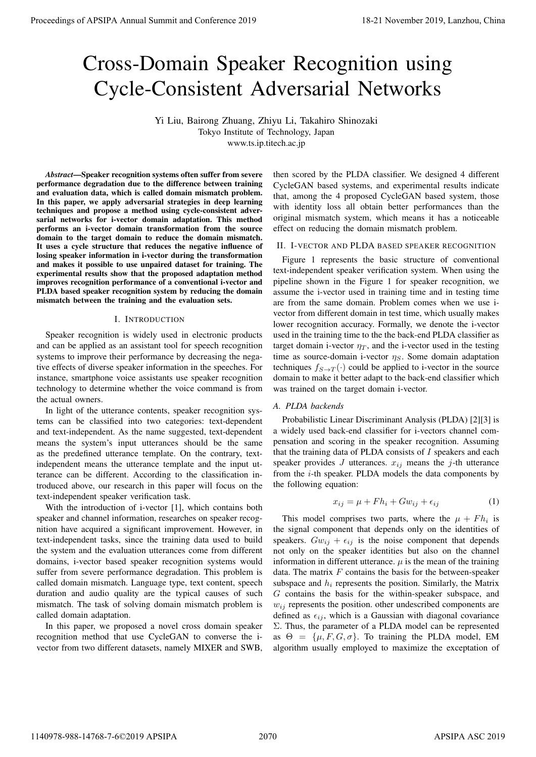# Cross-Domain Speaker Recognition using Cycle-Consistent Adversarial Networks

Yi Liu, Bairong Zhuang, Zhiyu Li, Takahiro Shinozaki
Tokyo Institute of Technology, Japan
www.ts.ip.titech.ac.jp

***Abstract*—Speaker recognition systems often suffer from severe performance degradation due to the difference between training and evaluation data, which is called domain mismatch problem. In this paper, we apply adversarial strategies in deep learning techniques and propose a method using cycle-consistent adversarial networks for i-vector domain adaptation. This method performs an i-vector domain transformation from the source domain to the target domain to reduce the domain mismatch. It uses a cycle structure that reduces the negative influence of losing speaker information in i-vector during the transformation and makes it possible to use unpaired dataset for training. The experimental results show that the proposed adaptation method improves recognition performance of a conventional i-vector and PLDA based speaker recognition system by reducing the domain mismatch between the training and the evaluation sets.**

## I. Introduction

Speaker recognition is widely used in electronic products and can be applied as an assistant tool for speech recognition systems to improve their performance by decreasing the negative effects of diverse speaker information in the speeches. For instance, smartphone voice assistants use speaker recognition technology to determine whether the voice command is from the actual owners.

In light of the utterance contents, speaker recognition systems can be classified into two categories: text-dependent and text-independent. As the name suggested, text-dependent means the system's input utterances should be the same as the predefined utterance template. On the contrary, text-independent means the utterance template and the input utterance can be different. According to the classification introduced above, our research in this paper will focus on the text-independent speaker verification task.

With the introduction of i-vector [1], which contains both speaker and channel information, researches on speaker recognition have acquired a significant improvement. However, in text-independent tasks, since the training data used to build the system and the evaluation utterances come from different domains, i-vector based speaker recognition systems would suffer from severe performance degradation. This problem is called domain mismatch. Language type, text content, speech duration and audio quality are the typical causes of such mismatch. The task of solving domain mismatch problem is called domain adaptation.

In this paper, we proposed a novel cross domain speaker recognition method that use CycleGAN to converse the i-vector from two different datasets, namely MIXER and SWB, then scored by the PLDA classifier. We designed 4 different CycleGAN based systems, and experimental results indicate that, among the 4 proposed CycleGAN based system, those with identity loss all obtain better performances than the original mismatch system, which means it has a noticeable effect on reducing the domain mismatch problem.

## II. I-vector and PLDA based speaker recognition

Figure 1 represents the basic structure of conventional text-independent speaker verification system. When using the pipeline shown in the Figure 1 for speaker recognition, we assume the i-vector used in training time and in testing time are from the same domain. Problem comes when we use i-vector from different domain in test time, which usually makes lower recognition accuracy. Formally, we denote the i-vector used in the training time to the the back-end PLDA classifier as target domain i-vector $\eta_T$, and the i-vector used in the testing time as source-domain i-vector $\eta_S$. Some domain adaptation techniques $f_{S\rightarrow T}(\cdot)$ could be applied to i-vector in the source domain to make it better adapt to the back-end classifier which was trained on the target domain i-vector.

### A. PLDA backends

Probabilistic Linear Discriminant Analysis (PLDA) [2][3] is a widely used back-end classifier for i-vectors channel compensation and scoring in the speaker recognition. Assuming that the training data of PLDA consists of $I$ speakers and each speaker provides $J$ utterances. $x_{ij}$ means the $j$-th utterance from the $i$-th speaker. PLDA models the data components by the following equation:

$$x_{ij} = \mu + Fh_i + Gw_{ij} + \epsilon_{ij} \tag{1}$$

This model comprises two parts, where the $\mu + Fh_i$ is the signal component that depends only on the identities of speakers. $Gw_{ij} + \epsilon_{ij}$ is the noise component that depends not only on the speaker identities but also on the channel information in different utterance. $\mu$ is the mean of the training data. The matrix $F$ contains the basis for the between-speaker subspace and $h_i$ represents the position. Similarly, the Matrix $G$ contains the basis for the within-speaker subspace, and $w_{ij}$ represents the position. other undescribed components are defined as $\epsilon_{ij}$, which is a Gaussian with diagonal covariance $\Sigma$. Thus, the parameter of a PLDA model can be represented as $\Theta = \{\mu, F, G, \sigma\}$. To training the PLDA model, EM algorithm usually employed to maximize the exceptation of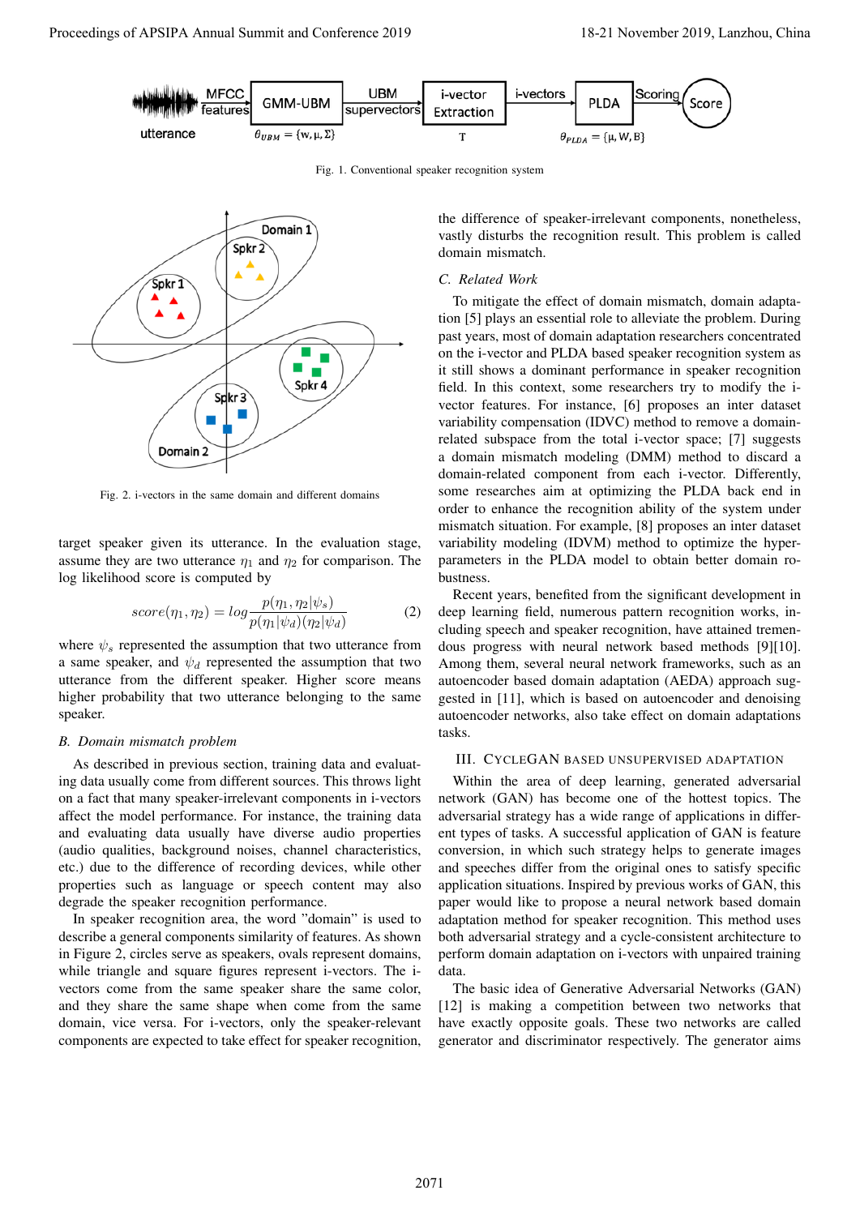MFCC features
utterance
GMM-UBM
$\theta_{UBM} = \{w, \mu, \Sigma\}$
UBM supervectors
i-vector Extraction
T
i-vectors
PLDA
$\theta_{PLDA} = \{\mu, W, B\}$
Scoring
Score

Fig. 1. Conventional speaker recognition system

Domain 1
Spkr 1
Spkr 2
Spkr 3
Spkr 4
Domain 2

Fig. 2. i-vectors in the same domain and different domains

target speaker given its utterance. In the evaluation stage, assume they are two utterance $\eta_1$ and $\eta_2$ for comparison. The log likelihood score is computed by

$$score(\eta_1, \eta_2) = log\frac{p(\eta_1, \eta_2|\psi_s)}{p(\eta_1|\psi_d)(\eta_2|\psi_d)} \tag{2}$$

where $\psi_s$ represented the assumption that two utterance from a same speaker, and $\psi_d$ represented the assumption that two utterance from the different speaker. Higher score means higher probability that two utterance belonging to the same speaker.

### *B. Domain mismatch problem*

As described in previous section, training data and evaluating data usually come from different sources. This throws light on a fact that many speaker-irrelevant components in i-vectors affect the model performance. For instance, the training data and evaluating data usually have diverse audio properties (audio qualities, background noises, channel characteristics, etc.) due to the difference of recording devices, while other properties such as language or speech content may also degrade the speaker recognition performance.

In speaker recognition area, the word "domain" is used to describe a general components similarity of features. As shown in Figure 2, circles serve as speakers, ovals represent domains, while triangle and square figures represent i-vectors. The i-vectors come from the same speaker share the same color, and they share the same shape when come from the same domain, vice versa. For i-vectors, only the speaker-relevant components are expected to take effect for speaker recognition, the difference of speaker-irrelevant components, nonetheless, vastly disturbs the recognition result. This problem is called domain mismatch.

### *C. Related Work*

To mitigate the effect of domain mismatch, domain adaptation [5] plays an essential role to alleviate the problem. During past years, most of domain adaptation researchers concentrated on the i-vector and PLDA based speaker recognition system as it still shows a dominant performance in speaker recognition field. In this context, some researchers try to modify the i-vector features. For instance, [6] proposes an inter dataset variability compensation (IDVC) method to remove a domain-related subspace from the total i-vector space; [7] suggests a domain mismatch modeling (DMM) method to discard a domain-related component from each i-vector. Differently, some researches aim at optimizing the PLDA back end in order to enhance the recognition ability of the system under mismatch situation. For example, [8] proposes an inter dataset variability modeling (IDVM) method to optimize the hyper-parameters in the PLDA model to obtain better domain robustness.

Recent years, benefited from the significant development in deep learning field, numerous pattern recognition works, including speech and speaker recognition, have attained tremendous progress with neural network based methods [9][10]. Among them, several neural network frameworks, such as the autoencoder based domain adaptation (AEDA) approach suggested in [11], which is based on autoencoder and denoising autoencoder networks, also take effect on domain adaptations tasks.

## III. CycleGAN based Unsupervised Adaptation

Within the area of deep learning, generated adversarial network (GAN) has become one of the hottest topics. The adversarial strategy has a wide range of applications in different types of tasks. A successful application of GAN is feature conversion, in which such strategy helps to generate images and speeches differ from the original ones to satisfy specific application situations. Inspired by previous works of GAN, this paper would like to propose a neural network based domain adaptation method for speaker recognition. This method uses both adversarial strategy and a cycle-consistent architecture to perform domain adaptation on i-vectors with unpaired training data.

The basic idea of Generative Adversarial Networks (GAN) [12] is making a competition between two networks that have exactly opposite goals. These two networks are called generator and discriminator respectively. The generator aims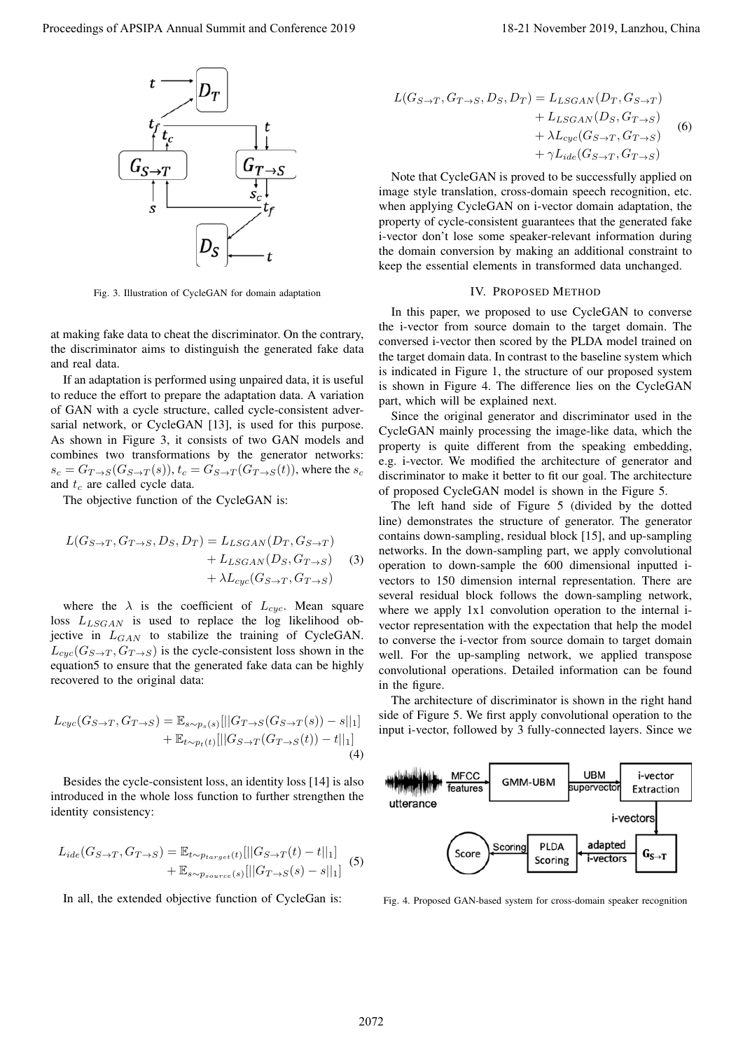Fig. 3. Illustration of CycleGAN for domain adaptation

at making fake data to cheat the discriminator. On the contrary, the discriminator aims to distinguish the generated fake data and real data.

If an adaptation is performed using unpaired data, it is useful to reduce the effort to prepare the adaptation data. A variation of GAN with a cycle structure, called cycle-consistent adversarial network, or CycleGAN [13], is used for this purpose. As shown in Figure 3, it consists of two GAN models and combines two transformations by the generator networks: $s_c = G_{T\to S}(G_{S\to T}(s)), t_c = G_{S\to T}(G_{T\to S}(t))$, where the $s_c$ and $t_c$ are called cycle data.

The objective function of the CycleGAN is:

$$
\begin{aligned}
L(G_{S\to T}, G_{T\to S}, D_S, D_T) = {} & L_{LSGAN}(D_T, G_{S\to T}) \\
& + L_{LSGAN}(D_S, G_{T\to S}) \\
& + \lambda L_{cyc}(G_{S\to T}, G_{T\to S})
\end{aligned}
\tag{3}
$$

where the $\lambda$ is the coefficient of $L_{cyc}$. Mean square loss $L_{LSGAN}$ is used to replace the log likelihood objective in $L_{GAN}$ to stabilize the training of CycleGAN. $L_{cyc}(G_{S\to T}, G_{T\to S})$ is the cycle-consistent loss shown in the equation5 to ensure that the generated fake data can be highly recovered to the original data:

$$
\begin{aligned}
L_{cyc}(G_{S\to T}, G_{T\to S}) = {} & \mathbb{E}_{s\sim p_s(s)}[||G_{T\to S}(G_{S\to T}(s)) - s||_1] \\
& + \mathbb{E}_{t\sim p_t(t)}[||G_{S\to T}(G_{T\to S}(t)) - t||_1]
\end{aligned}
\tag{4}
$$

Besides the cycle-consistent loss, an identity loss [14] is also introduced in the whole loss function to further strengthen the identity consistency:

$$
\begin{aligned}
L_{ide}(G_{S\to T}, G_{T\to S}) = {} & \mathbb{E}_{t\sim p_{target}(t)}[||G_{S\to T}(t) - t||_1] \\
& + \mathbb{E}_{s\sim p_{source}(s)}[||G_{T\to S}(s) - s||_1]
\end{aligned}
\tag{5}
$$

In all, the extended objective function of CycleGan is:

$$
\begin{aligned}
L(G_{S\to T}, G_{T\to S}, D_S, D_T) = {} & L_{LSGAN}(D_T, G_{S\to T}) \\
& + L_{LSGAN}(D_S, G_{T\to S}) \\
& + \lambda L_{cyc}(G_{S\to T}, G_{T\to S}) \\
& + \gamma L_{ide}(G_{S\to T}, G_{T\to S})
\end{aligned}
\tag{6}
$$

Note that CycleGAN is proved to be successfully applied on image style translation, cross-domain speech recognition, etc. when applying CycleGAN on i-vector domain adaptation, the property of cycle-consistent guarantees that the generated fake i-vector don't lose some speaker-relevant information during the domain conversion by making an additional constraint to keep the essential elements in transformed data unchanged.

## IV. Proposed Method

In this paper, we proposed to use CycleGAN to converse the i-vector from source domain to the target domain. The conversed i-vector then scored by the PLDA model trained on the target domain data. In contrast to the baseline system which is indicated in Figure 1, the structure of our proposed system is shown in Figure 4. The difference lies on the CycleGAN part, which will be explained next.

Since the original generator and discriminator used in the CycleGAN mainly processing the image-like data, which the property is quite different from the speaking embedding, e.g. i-vector. We modified the architecture of generator and discriminator to make it better to fit our goal. The architecture of proposed CycleGAN model is shown in the Figure 5.

The left hand side of Figure 5 (divided by the dotted line) demonstrates the structure of generator. The generator contains down-sampling, residual block [15], and up-sampling networks. In the down-sampling part, we apply convolutional operation to down-sample the 600 dimensional inputted i-vectors to 150 dimension internal representation. There are several residual block follows the down-sampling network, where we apply 1x1 convolution operation to the internal i-vector representation with the expectation that help the model to converse the i-vector from source domain to target domain well. For the up-sampling network, we applied transpose convolutional operations. Detailed information can be found in the figure.

The architecture of discriminator is shown in the right hand side of Figure 5. We first apply convolutional operation to the input i-vector, followed by 3 fully-connected layers. Since we

Fig. 4. Proposed GAN-based system for cross-domain speaker recognition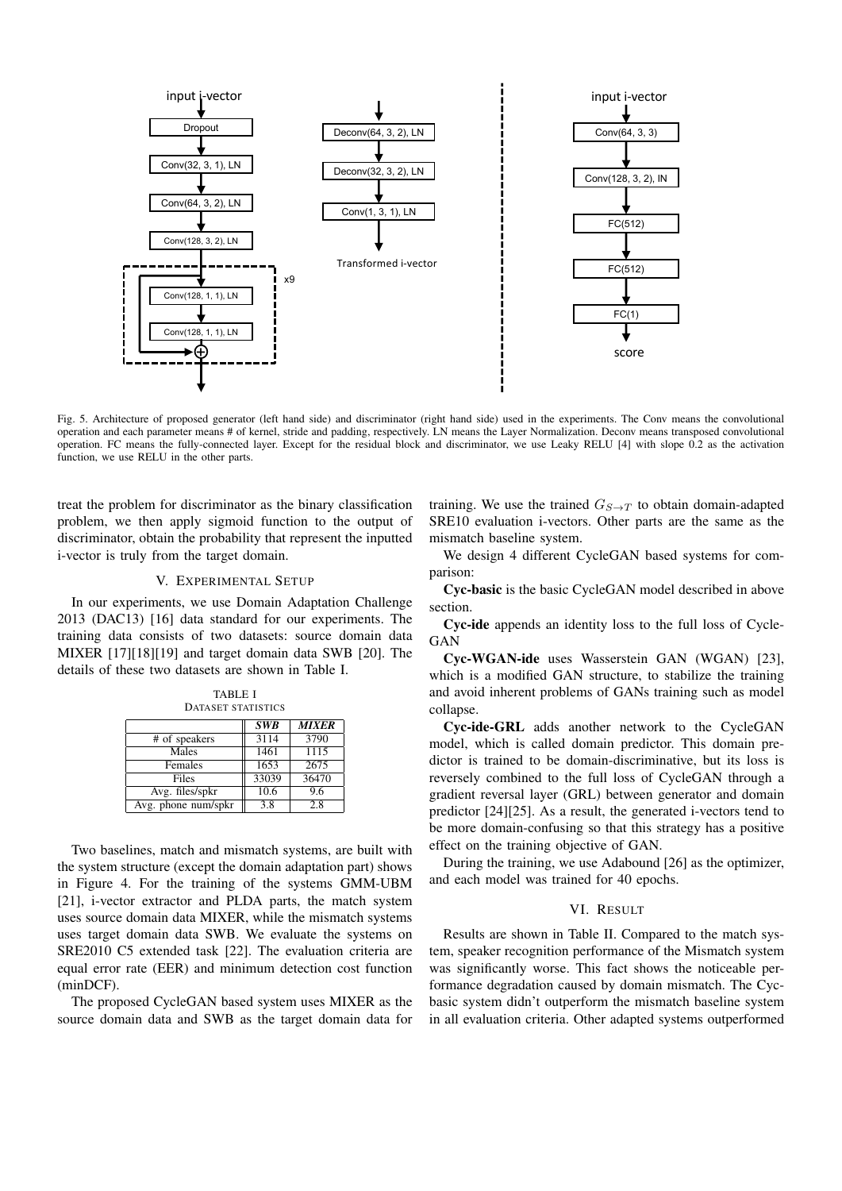Fig. 5. Architecture of proposed generator (left hand side) and discriminator (right hand side) used in the experiments. The Conv means the convolutional operation and each parameter means # of kernel, stride and padding, respectively. LN means the Layer Normalization. Deconv means transposed convolutional operation. FC means the fully-connected layer. Except for the residual block and discriminator, we use Leaky RELU [4] with slope 0.2 as the activation function, we use RELU in the other parts.

treat the problem for discriminator as the binary classification problem, we then apply sigmoid function to the output of discriminator, obtain the probability that represent the inputted i-vector is truly from the target domain.

## V. Experimental Setup

In our experiments, we use Domain Adaptation Challenge 2013 (DAC13) [16] data standard for our experiments. The training data consists of two datasets: source domain data MIXER [17][18][19] and target domain data SWB [20]. The details of these two datasets are shown in Table I.

TABLE I
DATASET STATISTICS

| | *SWB* | *MIXER* |
|---|---|---|
| # of speakers | 3114 | 3790 |
| Males | 1461 | 1115 |
| Females | 1653 | 2675 |
| Files | 33039 | 36470 |
| Avg. files/spkr | 10.6 | 9.6 |
| Avg. phone num/spkr | 3.8 | 2.8 |

Two baselines, match and mismatch systems, are built with the system structure (except the domain adaptation part) shows in Figure 4. For the training of the systems GMM-UBM [21], i-vector extractor and PLDA parts, the match system uses source domain data MIXER, while the mismatch systems uses target domain data SWB. We evaluate the systems on SRE2010 C5 extended task [22]. The evaluation criteria are equal error rate (EER) and minimum detection cost function (minDCF).

The proposed CycleGAN based system uses MIXER as the source domain data and SWB as the target domain data for training. We use the trained $G_{S \to T}$ to obtain domain-adapted SRE10 evaluation i-vectors. Other parts are the same as the mismatch baseline system.

We design 4 different CycleGAN based systems for comparison:

**Cyc-basic** is the basic CycleGAN model described in above section.

**Cyc-ide** appends an identity loss to the full loss of CycleGAN

**Cyc-WGAN-ide** uses Wasserstein GAN (WGAN) [23], which is a modified GAN structure, to stabilize the training and avoid inherent problems of GANs training such as model collapse.

**Cyc-ide-GRL** adds another network to the CycleGAN model, which is called domain predictor. This domain predictor is trained to be domain-discriminative, but its loss is reversely combined to the full loss of CycleGAN through a gradient reversal layer (GRL) between generator and domain predictor [24][25]. As a result, the generated i-vectors tend to be more domain-confusing so that this strategy has a positive effect on the training objective of GAN.

During the training, we use Adabound [26] as the optimizer, and each model was trained for 40 epochs.

## VI. Result

Results are shown in Table II. Compared to the match system, speaker recognition performance of the Mismatch system was significantly worse. This fact shows the noticeable performance degradation caused by domain mismatch. The Cyc-basic system didn't outperform the mismatch baseline system in all evaluation criteria. Other adapted systems outperformed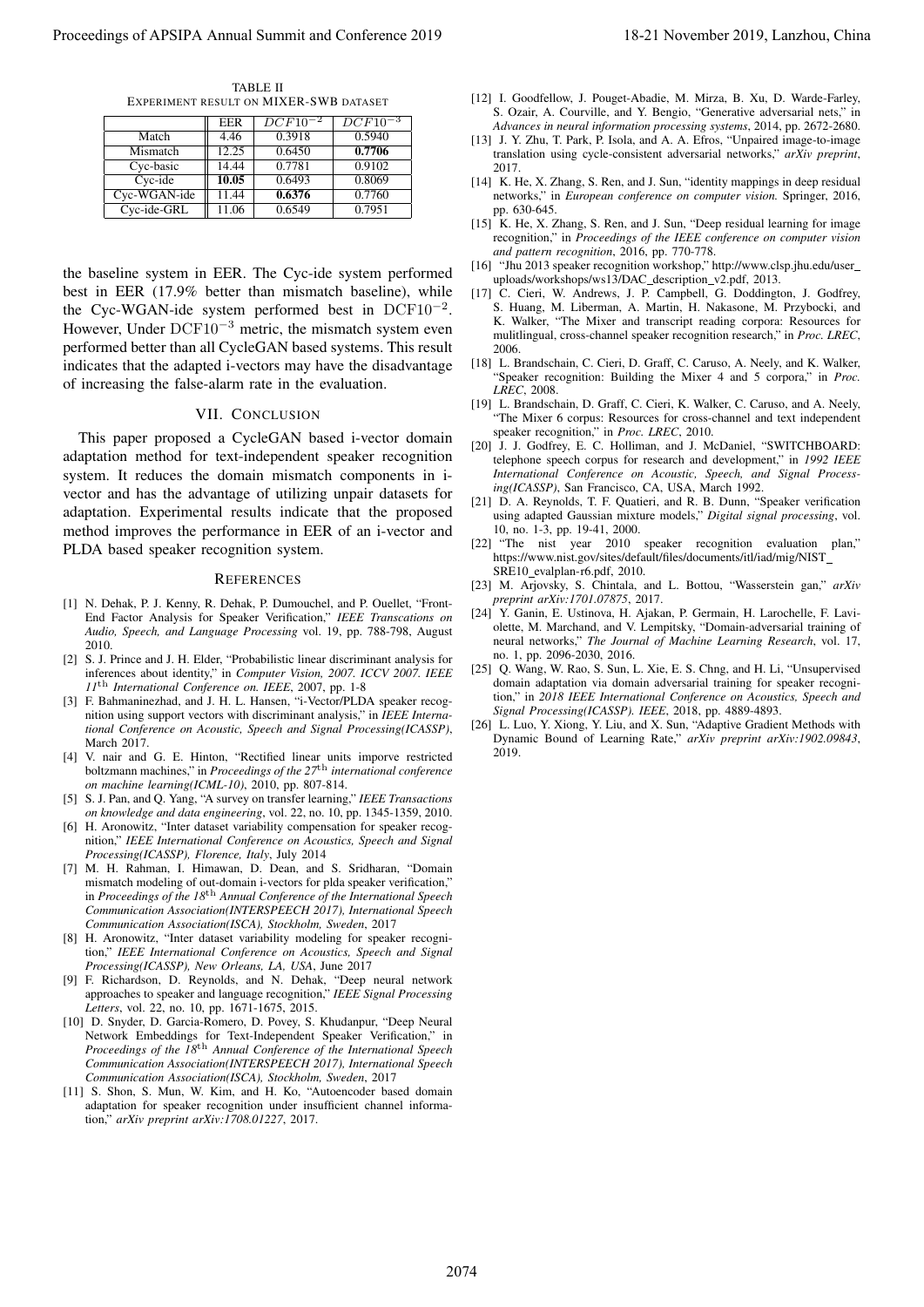TABLE II
EXPERIMENT RESULT ON MIXER-SWB DATASET

| | EER | $DCF10^{-2}$ | $DCF10^{-3}$ |
|---|---|---|---|
| Match | 4.46 | 0.3918 | 0.5940 |
| Mismatch | 12.25 | 0.6450 | **0.7706** |
| Cyc-basic | 14.44 | 0.7781 | 0.9102 |
| Cyc-ide | **10.05** | 0.6493 | 0.8069 |
| Cyc-WGAN-ide | 11.44 | **0.6376** | 0.7760 |
| Cyc-ide-GRL | 11.06 | 0.6549 | 0.7951 |

the baseline system in EER. The Cyc-ide system performed best in EER (17.9% better than mismatch baseline), while the Cyc-WGAN-ide system performed best in $\mathrm{DCF}10^{-2}$. However, Under $\mathrm{DCF}10^{-3}$ metric, the mismatch system even performed better than all CycleGAN based systems. This result indicates that the adapted i-vectors may have the disadvantage of increasing the false-alarm rate in the evaluation.

## VII. Conclusion

This paper proposed a CycleGAN based i-vector domain adaptation method for text-independent speaker recognition system. It reduces the domain mismatch components in i-vector and has the advantage of utilizing unpair datasets for adaptation. Experimental results indicate that the proposed method improves the performance in EER of an i-vector and PLDA based speaker recognition system.

## References

[1] N. Dehak, P. J. Kenny, R. Dehak, P. Dumouchel, and P. Ouellet, "Front-End Factor Analysis for Speaker Verification," *IEEE Transcations on Audio, Speech, and Language Processing* vol. 19, pp. 788-798, August 2010.

[2] S. J. Prince and J. H. Elder, "Probabilistic linear discriminant analysis for inferences about identity," in *Computer Vision, 2007. ICCV 2007. IEEE 11th International Conference on. IEEE*, 2007, pp. 1-8

[3] F. Bahmaninezhad, and J. H. L. Hansen, "i-Vector/PLDA speaker recognition using support vectors with discriminant analysis," in *IEEE International Conference on Acoustic, Speech and Signal Processing(ICASSP)*, March 2017.

[4] V. nair and G. E. Hinton, "Rectified linear units imporve restricted boltzmann machines," in *Proceedings of the 27th international conference on machine learning(ICML-10)*, 2010, pp. 807-814.

[5] S. J. Pan, and Q. Yang, "A survey on transfer learning," *IEEE Transactions on knowledge and data engineering*, vol. 22, no. 10, pp. 1345-1359, 2010.

[6] H. Aronowitz, "Inter dataset variability compensation for speaker recognition," *IEEE International Conference on Acoustics, Speech and Signal Processing(ICASSP), Florence, Italy*, July 2014

[7] M. H. Rahman, I. Himawan, D. Dean, and S. Sridharan, "Domain mismatch modeling of out-domain i-vectors for plda speaker verification," in *Proceedings of the 18th Annual Conference of the International Speech Communication Association(INTERSPEECH 2017), International Speech Communication Association(ISCA), Stockholm, Sweden*, 2017

[8] H. Aronowitz, "Inter dataset variability modeling for speaker recognition," *IEEE International Conference on Acoustics, Speech and Signal Processing(ICASSP), New Orleans, LA, USA*, June 2017

[9] F. Richardson, D. Reynolds, and N. Dehak, "Deep neural network approaches to speaker and language recognition," *IEEE Signal Processing Letters*, vol. 22, no. 10, pp. 1671-1675, 2015.

[10] D. Snyder, D. Garcia-Romero, D. Povey, S. Khudanpur, "Deep Neural Network Embeddings for Text-Independent Speaker Verification," in *Proceedings of the 18th Annual Conference of the International Speech Communication Association(INTERSPEECH 2017), International Speech Communication Association(ISCA), Stockholm, Sweden*, 2017

[11] S. Shon, S. Mun, W. Kim, and H. Ko, "Autoencoder based domain adaptation for speaker recognition under insufficient channel information," *arXiv preprint arXiv:1708.01227*, 2017.

[12] I. Goodfellow, J. Pouget-Abadie, M. Mirza, B. Xu, D. Warde-Farley, S. Ozair, A. Courville, and Y. Bengio, "Generative adversarial nets," in *Advances in neural information processing systems*, 2014, pp. 2672-2680.

[13] J. Y. Zhu, T. Park, P. Isola, and A. A. Efros, "Unpaired image-to-image translation using cycle-consistent adversarial networks," *arXiv preprint*, 2017.

[14] K. He, X. Zhang, S. Ren, and J. Sun, "identity mappings in deep residual networks," in *European conference on computer vision.* Springer, 2016, pp. 630-645.

[15] K. He, X. Zhang, S. Ren, and J. Sun, "Deep residual learning for image recognition," in *Proceedings of the IEEE conference on computer vision and pattern recognition*, 2016, pp. 770-778.

[16] "Jhu 2013 speaker recognition workshop," http://www.clsp.jhu.edu/user_uploads/workshops/ws13/DAC_description_v2.pdf, 2013.

[17] C. Cieri, W. Andrews, J. P. Campbell, G. Doddington, J. Godfrey, S. Huang, M. Liberman, A. Martin, H. Nakasone, M. Przybocki, and K. Walker, "The Mixer and transcript reading corpora: Resources for mulitlingual, cross-channel speaker recognition research," in *Proc. LREC*, 2006.

[18] L. Brandschain, C. Cieri, D. Graff, C. Caruso, A. Neely, and K. Walker, "Speaker recognition: Building the Mixer 4 and 5 corpora," in *Proc. LREC*, 2008.

[19] L. Brandschain, D. Graff, C. Cieri, K. Walker, C. Caruso, and A. Neely, "The Mixer 6 corpus: Resources for cross-channel and text independent speaker recognition," in *Proc. LREC*, 2010.

[20] J. J. Godfrey, E. C. Holliman, and J. McDaniel, "SWITCHBOARD: telephone speech corpus for research and development," in *1992 IEEE International Conference on Acoustic, Speech, and Signal Processing(ICASSP)*, San Francisco, CA, USA, March 1992.

[21] D. A. Reynolds, T. F. Quatieri, and R. B. Dunn, "Speaker verification using adapted Gaussian mixture models," *Digital signal processing*, vol. 10, no. 1-3, pp. 19-41, 2000.

[22] "The nist year 2010 speaker recognition evaluation plan," https://www.nist.gov/sites/default/files/documents/itl/iad/mig/NIST_SRE10_evalplan-r6.pdf, 2010.

[23] M. Arjovsky, S. Chintala, and L. Bottou, "Wasserstein gan," *arXiv preprint arXiv:1701.07875*, 2017.

[24] Y. Ganin, E. Ustinova, H. Ajakan, P. Germain, H. Larochelle, F. Laviolette, M. Marchand, and V. Lempitsky, "Domain-adversarial training of neural networks," *The Journal of Machine Learning Research*, vol. 17, no. 1, pp. 2096-2030, 2016.

[25] Q. Wang, W. Rao, S. Sun, L. Xie, E. S. Chng, and H. Li, "Unsupervised domain adaptation via domain adversarial training for speaker recognition," in *2018 IEEE International Conference on Acoustics, Speech and Signal Processing(ICASSP). IEEE*, 2018, pp. 4889-4893.

[26] L. Luo, Y. Xiong, Y. Liu, and X. Sun, "Adaptive Gradient Methods with Dynamic Bound of Learning Rate," *arXiv preprint arXiv:1902.09843*, 2019.